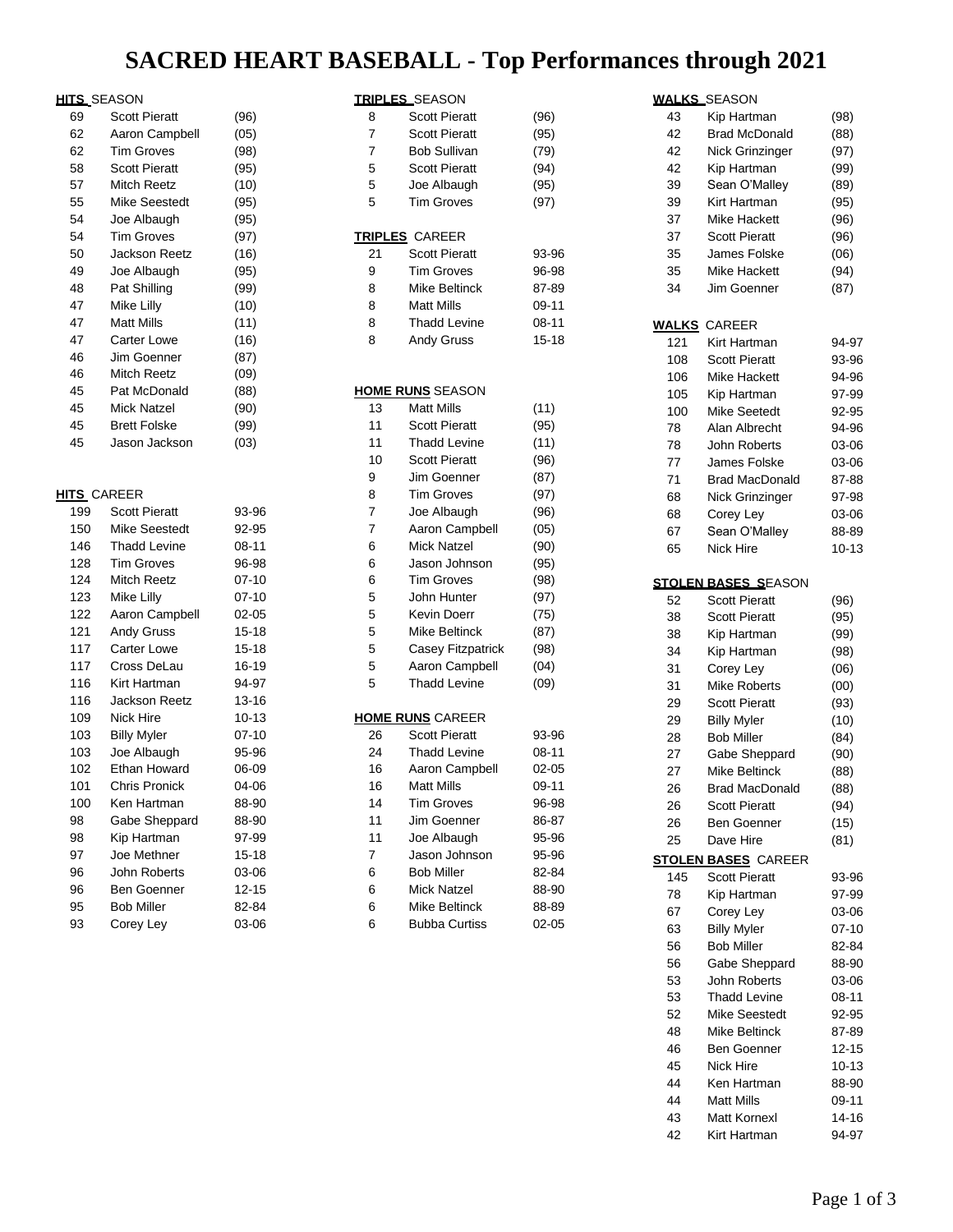# SACRED HEART BASEBALL - Top Performances through 2021

**HITS** SEASON

| | | |
|---|---|---|
| 69 | Scott Pieratt | (96) |
| 62 | Aaron Campbell | (05) |
| 62 | Tim Groves | (98) |
| 58 | Scott Pieratt | (95) |
| 57 | Mitch Reetz | (10) |
| 55 | Mike Seestedt | (95) |
| 54 | Joe Albaugh | (95) |
| 54 | Tim Groves | (97) |
| 50 | Jackson Reetz | (16) |
| 49 | Joe Albaugh | (95) |
| 48 | Pat Shilling | (99) |
| 47 | Mike Lilly | (10) |
| 47 | Matt Mills | (11) |
| 47 | Carter Lowe | (16) |
| 46 | Jim Goenner | (87) |
| 46 | Mitch Reetz | (09) |
| 45 | Pat McDonald | (88) |
| 45 | Mick Natzel | (90) |
| 45 | Brett Folske | (99) |
| 45 | Jason Jackson | (03) |

**HITS** CAREER

| | | |
|---|---|---|
| 199 | Scott Pieratt | 93-96 |
| 150 | Mike Seestedt | 92-95 |
| 146 | Thadd Levine | 08-11 |
| 128 | Tim Groves | 96-98 |
| 124 | Mitch Reetz | 07-10 |
| 123 | Mike Lilly | 07-10 |
| 122 | Aaron Campbell | 02-05 |
| 121 | Andy Gruss | 15-18 |
| 117 | Carter Lowe | 15-18 |
| 117 | Cross DeLau | 16-19 |
| 116 | Kirt Hartman | 94-97 |
| 116 | Jackson Reetz | 13-16 |
| 109 | Nick Hire | 10-13 |
| 103 | Billy Myler | 07-10 |
| 103 | Joe Albaugh | 95-96 |
| 102 | Ethan Howard | 06-09 |
| 101 | Chris Pronick | 04-06 |
| 100 | Ken Hartman | 88-90 |
| 98 | Gabe Sheppard | 88-90 |
| 98 | Kip Hartman | 97-99 |
| 97 | Joe Methner | 15-18 |
| 96 | John Roberts | 03-06 |
| 96 | Ben Goenner | 12-15 |
| 95 | Bob Miller | 82-84 |
| 93 | Corey Ley | 03-06 |

**TRIPLES** SEASON

| | | |
|---|---|---|
| 8 | Scott Pieratt | (96) |
| 7 | Scott Pieratt | (95) |
| 7 | Bob Sullivan | (79) |
| 5 | Scott Pieratt | (94) |
| 5 | Joe Albaugh | (95) |
| 5 | Tim Groves | (97) |

**TRIPLES** CAREER

| | | |
|---|---|---|
| 21 | Scott Pieratt | 93-96 |
| 9 | Tim Groves | 96-98 |
| 8 | Mike Beltinck | 87-89 |
| 8 | Matt Mills | 09-11 |
| 8 | Thadd Levine | 08-11 |
| 8 | Andy Gruss | 15-18 |

**HOME RUNS** SEASON

| | | |
|---|---|---|
| 13 | Matt Mills | (11) |
| 11 | Scott Pieratt | (95) |
| 11 | Thadd Levine | (11) |
| 10 | Scott Pieratt | (96) |
| 9 | Jim Goenner | (87) |
| 8 | Tim Groves | (97) |
| 7 | Joe Albaugh | (96) |
| 7 | Aaron Campbell | (05) |
| 6 | Mick Natzel | (90) |
| 6 | Jason Johnson | (95) |
| 6 | Tim Groves | (98) |
| 5 | John Hunter | (97) |
| 5 | Kevin Doerr | (75) |
| 5 | Mike Beltinck | (87) |
| 5 | Casey Fitzpatrick | (98) |
| 5 | Aaron Campbell | (04) |
| 5 | Thadd Levine | (09) |

**HOME RUNS** CAREER

| | | |
|---|---|---|
| 26 | Scott Pieratt | 93-96 |
| 24 | Thadd Levine | 08-11 |
| 16 | Aaron Campbell | 02-05 |
| 16 | Matt Mills | 09-11 |
| 14 | Tim Groves | 96-98 |
| 11 | Jim Goenner | 86-87 |
| 11 | Joe Albaugh | 95-96 |
| 7 | Jason Johnson | 95-96 |
| 6 | Bob Miller | 82-84 |
| 6 | Mick Natzel | 88-90 |
| 6 | Mike Beltinck | 88-89 |
| 6 | Bubba Curtiss | 02-05 |

**WALKS** SEASON

| | | |
|---|---|---|
| 43 | Kip Hartman | (98) |
| 42 | Brad McDonald | (88) |
| 42 | Nick Grinzinger | (97) |
| 42 | Kip Hartman | (99) |
| 39 | Sean O'Malley | (89) |
| 39 | Kirt Hartman | (95) |
| 37 | Mike Hackett | (96) |
| 37 | Scott Pieratt | (96) |
| 35 | James Folske | (06) |
| 35 | Mike Hackett | (94) |
| 34 | Jim Goenner | (87) |

**WALKS** CAREER

| | | |
|---|---|---|
| 121 | Kirt Hartman | 94-97 |
| 108 | Scott Pieratt | 93-96 |
| 106 | Mike Hackett | 94-96 |
| 105 | Kip Hartman | 97-99 |
| 100 | Mike Seetedt | 92-95 |
| 78 | Alan Albrecht | 94-96 |
| 78 | John Roberts | 03-06 |
| 77 | James Folske | 03-06 |
| 71 | Brad MacDonald | 87-88 |
| 68 | Nick Grinzinger | 97-98 |
| 68 | Corey Ley | 03-06 |
| 67 | Sean O'Malley | 88-89 |
| 65 | Nick Hire | 10-13 |

**STOLEN BASES** SEASON

| | | |
|---|---|---|
| 52 | Scott Pieratt | (96) |
| 38 | Scott Pieratt | (95) |
| 38 | Kip Hartman | (99) |
| 34 | Kip Hartman | (98) |
| 31 | Corey Ley | (06) |
| 31 | Mike Roberts | (00) |
| 29 | Scott Pieratt | (93) |
| 29 | Billy Myler | (10) |
| 28 | Bob Miller | (84) |
| 27 | Gabe Sheppard | (90) |
| 27 | Mike Beltinck | (88) |
| 26 | Brad MacDonald | (88) |
| 26 | Scott Pieratt | (94) |
| 26 | Ben Goenner | (15) |
| 25 | Dave Hire | (81) |

**STOLEN BASES** CAREER

| | | |
|---|---|---|
| 145 | Scott Pieratt | 93-96 |
| 78 | Kip Hartman | 97-99 |
| 67 | Corey Ley | 03-06 |
| 63 | Billy Myler | 07-10 |
| 56 | Bob Miller | 82-84 |
| 56 | Gabe Sheppard | 88-90 |
| 53 | John Roberts | 03-06 |
| 53 | Thadd Levine | 08-11 |
| 52 | Mike Seestedt | 92-95 |
| 48 | Mike Beltinck | 87-89 |
| 46 | Ben Goenner | 12-15 |
| 45 | Nick Hire | 10-13 |
| 44 | Ken Hartman | 88-90 |
| 44 | Matt Mills | 09-11 |
| 43 | Matt Kornexl | 14-16 |
| 42 | Kirt Hartman | 94-97 |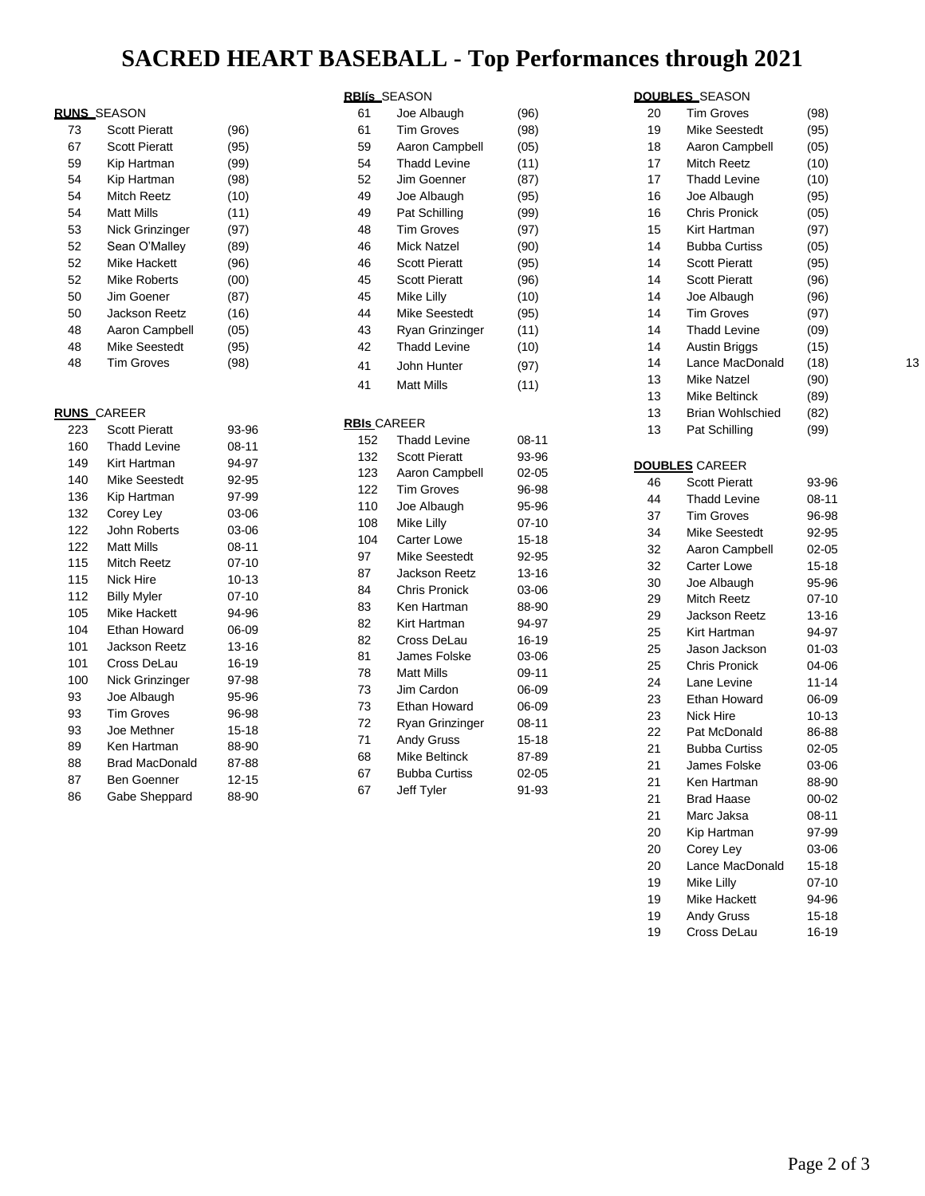# SACRED HEART BASEBALL - Top Performances through 2021

**RUNS** SEASON

| | | |
|---|---|---|
| 73 | Scott Pieratt | (96) |
| 67 | Scott Pieratt | (95) |
| 59 | Kip Hartman | (99) |
| 54 | Kip Hartman | (98) |
| 54 | Mitch Reetz | (10) |
| 54 | Matt Mills | (11) |
| 53 | Nick Grinzinger | (97) |
| 52 | Sean O'Malley | (89) |
| 52 | Mike Hackett | (96) |
| 52 | Mike Roberts | (00) |
| 50 | Jim Goener | (87) |
| 50 | Jackson Reetz | (16) |
| 48 | Aaron Campbell | (05) |
| 48 | Mike Seestedt | (95) |
| 48 | Tim Groves | (98) |

**RUNS** CAREER

| | | |
|---|---|---|
| 223 | Scott Pieratt | 93-96 |
| 160 | Thadd Levine | 08-11 |
| 149 | Kirt Hartman | 94-97 |
| 140 | Mike Seestedt | 92-95 |
| 136 | Kip Hartman | 97-99 |
| 132 | Corey Ley | 03-06 |
| 122 | John Roberts | 03-06 |
| 122 | Matt Mills | 08-11 |
| 115 | Mitch Reetz | 07-10 |
| 115 | Nick Hire | 10-13 |
| 112 | Billy Myler | 07-10 |
| 105 | Mike Hackett | 94-96 |
| 104 | Ethan Howard | 06-09 |
| 101 | Jackson Reetz | 13-16 |
| 101 | Cross DeLau | 16-19 |
| 100 | Nick Grinzinger | 97-98 |
| 93 | Joe Albaugh | 95-96 |
| 93 | Tim Groves | 96-98 |
| 93 | Joe Methner | 15-18 |
| 89 | Ken Hartman | 88-90 |
| 88 | Brad MacDonald | 87-88 |
| 87 | Ben Goenner | 12-15 |
| 86 | Gabe Sheppard | 88-90 |

**RBIís** SEASON

| | | |
|---|---|---|
| 61 | Joe Albaugh | (96) |
| 61 | Tim Groves | (98) |
| 59 | Aaron Campbell | (05) |
| 54 | Thadd Levine | (11) |
| 52 | Jim Goenner | (87) |
| 49 | Joe Albaugh | (95) |
| 49 | Pat Schilling | (99) |
| 48 | Tim Groves | (97) |
| 46 | Mick Natzel | (90) |
| 46 | Scott Pieratt | (95) |
| 45 | Scott Pieratt | (96) |
| 45 | Mike Lilly | (10) |
| 44 | Mike Seestedt | (95) |
| 43 | Ryan Grinzinger | (11) |
| 42 | Thadd Levine | (10) |
| 41 | John Hunter | (97) |
| 41 | Matt Mills | (11) |

**RBIs** CAREER

| | | |
|---|---|---|
| 152 | Thadd Levine | 08-11 |
| 132 | Scott Pieratt | 93-96 |
| 123 | Aaron Campbell | 02-05 |
| 122 | Tim Groves | 96-98 |
| 110 | Joe Albaugh | 95-96 |
| 108 | Mike Lilly | 07-10 |
| 104 | Carter Lowe | 15-18 |
| 97 | Mike Seestedt | 92-95 |
| 87 | Jackson Reetz | 13-16 |
| 84 | Chris Pronick | 03-06 |
| 83 | Ken Hartman | 88-90 |
| 82 | Kirt Hartman | 94-97 |
| 82 | Cross DeLau | 16-19 |
| 81 | James Folske | 03-06 |
| 78 | Matt Mills | 09-11 |
| 73 | Jim Cardon | 06-09 |
| 73 | Ethan Howard | 06-09 |
| 72 | Ryan Grinzinger | 08-11 |
| 71 | Andy Gruss | 15-18 |
| 68 | Mike Beltinck | 87-89 |
| 67 | Bubba Curtiss | 02-05 |
| 67 | Jeff Tyler | 91-93 |

**DOUBLES** SEASON

| | | | |
|---|---|---|---|
| 20 | Tim Groves | (98) | |
| 19 | Mike Seestedt | (95) | |
| 18 | Aaron Campbell | (05) | |
| 17 | Mitch Reetz | (10) | |
| 17 | Thadd Levine | (10) | |
| 16 | Joe Albaugh | (95) | |
| 16 | Chris Pronick | (05) | |
| 15 | Kirt Hartman | (97) | |
| 14 | Bubba Curtiss | (05) | |
| 14 | Scott Pieratt | (95) | |
| 14 | Scott Pieratt | (96) | |
| 14 | Joe Albaugh | (96) | |
| 14 | Tim Groves | (97) | |
| 14 | Thadd Levine | (09) | |
| 14 | Austin Briggs | (15) | |
| 14 | Lance MacDonald | (18) | 13 |
| 13 | Mike Natzel | (90) | |
| 13 | Mike Beltinck | (89) | |
| 13 | Brian Wohlschied | (82) | |
| 13 | Pat Schilling | (99) | |

**DOUBLES** CAREER

| | | |
|---|---|---|
| 46 | Scott Pieratt | 93-96 |
| 44 | Thadd Levine | 08-11 |
| 37 | Tim Groves | 96-98 |
| 34 | Mike Seestedt | 92-95 |
| 32 | Aaron Campbell | 02-05 |
| 32 | Carter Lowe | 15-18 |
| 30 | Joe Albaugh | 95-96 |
| 29 | Mitch Reetz | 07-10 |
| 29 | Jackson Reetz | 13-16 |
| 25 | Kirt Hartman | 94-97 |
| 25 | Jason Jackson | 01-03 |
| 25 | Chris Pronick | 04-06 |
| 24 | Lane Levine | 11-14 |
| 23 | Ethan Howard | 06-09 |
| 23 | Nick Hire | 10-13 |
| 22 | Pat McDonald | 86-88 |
| 21 | Bubba Curtiss | 02-05 |
| 21 | James Folske | 03-06 |
| 21 | Ken Hartman | 88-90 |
| 21 | Brad Haase | 00-02 |
| 21 | Marc Jaksa | 08-11 |
| 20 | Kip Hartman | 97-99 |
| 20 | Corey Ley | 03-06 |
| 20 | Lance MacDonald | 15-18 |
| 19 | Mike Lilly | 07-10 |
| 19 | Mike Hackett | 94-96 |
| 19 | Andy Gruss | 15-18 |
| 19 | Cross DeLau | 16-19 |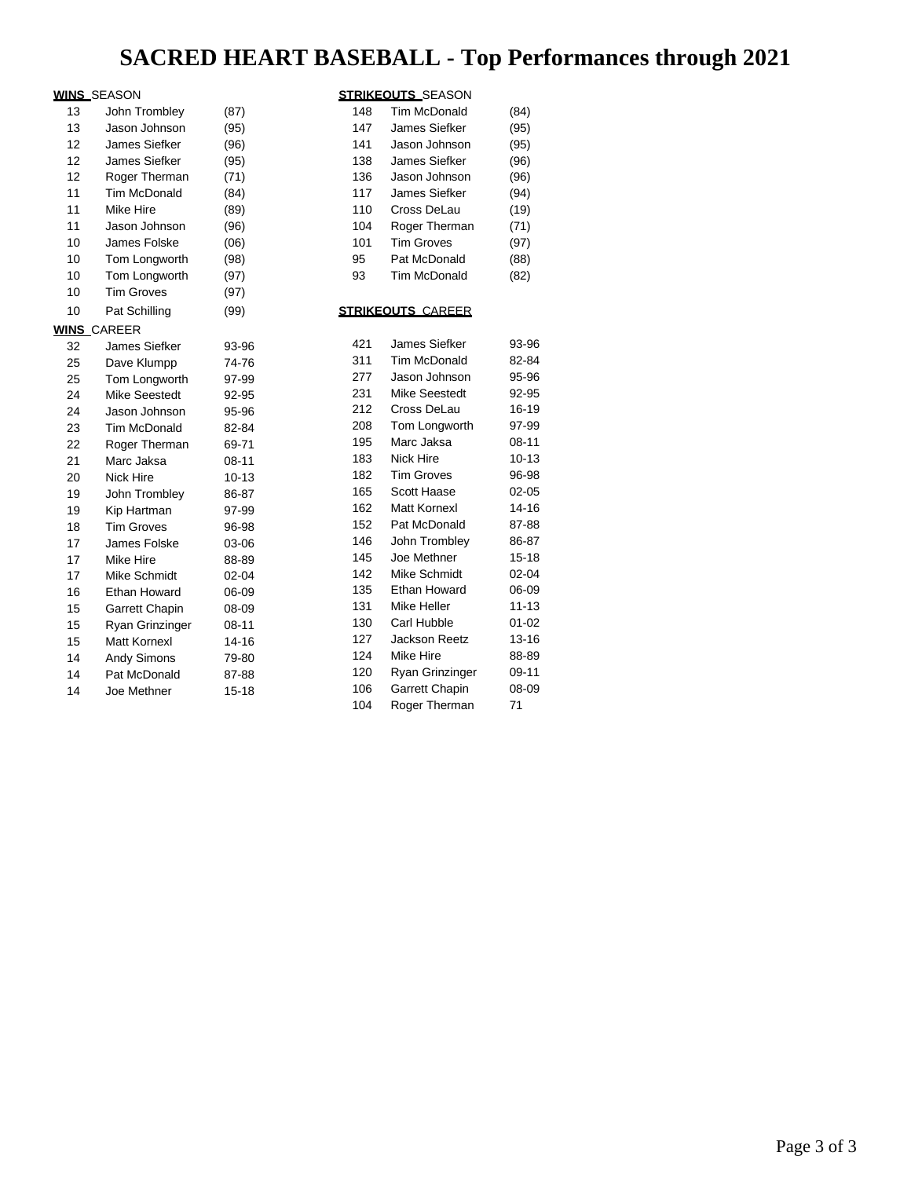# SACRED HEART BASEBALL - Top Performances through 2021

**WINS** SEASON

| | | |
|---|---|---|
| 13 | John Trombley | (87) |
| 13 | Jason Johnson | (95) |
| 12 | James Siefker | (96) |
| 12 | James Siefker | (95) |
| 12 | Roger Therman | (71) |
| 11 | Tim McDonald | (84) |
| 11 | Mike Hire | (89) |
| 11 | Jason Johnson | (96) |
| 10 | James Folske | (06) |
| 10 | Tom Longworth | (98) |
| 10 | Tom Longworth | (97) |
| 10 | Tim Groves | (97) |
| 10 | Pat Schilling | (99) |

**WINS** CAREER

| | | |
|---|---|---|
| 32 | James Siefker | 93-96 |
| 25 | Dave Klumpp | 74-76 |
| 25 | Tom Longworth | 97-99 |
| 24 | Mike Seestedt | 92-95 |
| 24 | Jason Johnson | 95-96 |
| 23 | Tim McDonald | 82-84 |
| 22 | Roger Therman | 69-71 |
| 21 | Marc Jaksa | 08-11 |
| 20 | Nick Hire | 10-13 |
| 19 | John Trombley | 86-87 |
| 19 | Kip Hartman | 97-99 |
| 18 | Tim Groves | 96-98 |
| 17 | James Folske | 03-06 |
| 17 | Mike Hire | 88-89 |
| 17 | Mike Schmidt | 02-04 |
| 16 | Ethan Howard | 06-09 |
| 15 | Garrett Chapin | 08-09 |
| 15 | Ryan Grinzinger | 08-11 |
| 15 | Matt Kornexl | 14-16 |
| 14 | Andy Simons | 79-80 |
| 14 | Pat McDonald | 87-88 |
| 14 | Joe Methner | 15-18 |

**STRIKEOUTS** SEASON

| | | |
|---|---|---|
| 148 | Tim McDonald | (84) |
| 147 | James Siefker | (95) |
| 141 | Jason Johnson | (95) |
| 138 | James Siefker | (96) |
| 136 | Jason Johnson | (96) |
| 117 | James Siefker | (94) |
| 110 | Cross DeLau | (19) |
| 104 | Roger Therman | (71) |
| 101 | Tim Groves | (97) |
| 95 | Pat McDonald | (88) |
| 93 | Tim McDonald | (82) |

**STRIKEOUTS** CAREER

| | | |
|---|---|---|
| 421 | James Siefker | 93-96 |
| 311 | Tim McDonald | 82-84 |
| 277 | Jason Johnson | 95-96 |
| 231 | Mike Seestedt | 92-95 |
| 212 | Cross DeLau | 16-19 |
| 208 | Tom Longworth | 97-99 |
| 195 | Marc Jaksa | 08-11 |
| 183 | Nick Hire | 10-13 |
| 182 | Tim Groves | 96-98 |
| 165 | Scott Haase | 02-05 |
| 162 | Matt Kornexl | 14-16 |
| 152 | Pat McDonald | 87-88 |
| 146 | John Trombley | 86-87 |
| 145 | Joe Methner | 15-18 |
| 142 | Mike Schmidt | 02-04 |
| 135 | Ethan Howard | 06-09 |
| 131 | Mike Heller | 11-13 |
| 130 | Carl Hubble | 01-02 |
| 127 | Jackson Reetz | 13-16 |
| 124 | Mike Hire | 88-89 |
| 120 | Ryan Grinzinger | 09-11 |
| 106 | Garrett Chapin | 08-09 |
| 104 | Roger Therman | 71 |